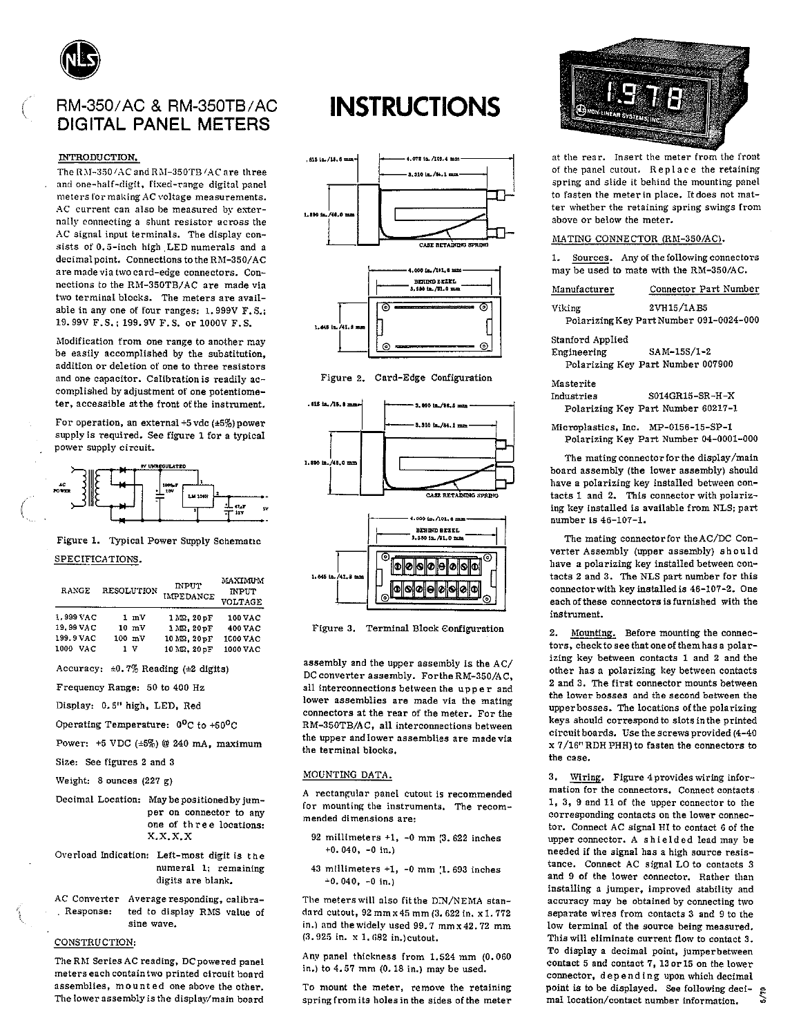# RM-350/AC & RM-350TB/AC DIGITAL PANEL METERS

# INSTRUCTIONS

## INTRODUCTION.

The RM-350/AC and RM-350TB/AC are three and one-half-digit, fixed-range digital panel meters for making AC voltage measurements. AC current can also be measured by externally connecting a shunt resistor across the AC signal input terminals. The display consists of 0.5-inch high LED numerals and a decimal point. Connections to the RM-350/AC are made via two card-edge connectors. Connections to the RM-350TB/AC are made via two terminal blocks. The meters are available in any one of four ranges: 1.999V F.S.; 19.99V F.S.; 199.9V F.S. or 1000V F.S.

Modification from one range to another may be easily accomplished by the substitution, addition or deletion of one to three resistors and one capacitor. Calibration is readily accomplished by adjustment of one potentiometer, accessible at the front of the instrument.

For operation, an external +5 vdc (±5%) power supply is required. See figure 1 for a typical power supply circuit.

Figure 1. Typical Power Supply Schematic

## SPECIFICATIONS.

| RANGE | RESOLUTION | INPUT IMPEDANCE | MAXIMUM INPUT VOLTAGE |
|---|---|---|---|
| 1.999 VAC | 1 mV | 1 MΩ, 20pF | 100 VAC |
| 19.99 VAC | 10 mV | 1 MΩ, 20pF | 400 VAC |
| 199.9 VAC | 100 mV | 10 MΩ, 20pF | 1000 VAC |
| 1000 VAC | 1 V | 10 MΩ, 20pF | 1000 VAC |

Accuracy: ±0.7% Reading (±2 digits)

Frequency Range: 50 to 400 Hz

Display: 0.5" high, LED, Red

Operating Temperature: 0°C to +50°C

Power: +5 VDC (±5%) @ 240 mA, maximum

Size: See figures 2 and 3

Weight: 8 ounces (227 g)

Decimal Location: May be positioned by jumper on connector to any one of three locations: X.X.X.X

Overload Indication: Left-most digit is the numeral 1; remaining digits are blank.

AC Converter Response: Average responding, calibrated to display RMS value of sine wave.

## CONSTRUCTION:

The RM Series AC reading, DC powered panel meters each contain two printed circuit board assemblies, mounted one above the other. The lower assembly is the display/main board assembly and the upper assembly is the AC/DC converter assembly. For the RM-350/AC, all interconnections between the upper and lower assemblies are made via the mating connectors at the rear of the meter. For the RM-350TB/AC, all interconnections between the upper and lower assemblies are made via the terminal blocks.

Figure 2. Card-Edge Configuration

Figure 3. Terminal Block Configuration

## MOUNTING DATA.

A rectangular panel cutout is recommended for mounting the instruments. The recommended dimensions are:

92 millimeters +1, -0 mm (3.622 inches +0.040, -0 in.)

43 millimeters +1, -0 mm (1.693 inches +0.040, -0 in.)

The meters will also fit the DIN/NEMA standard cutout, 92 mm x 45 mm (3.622 in. x 1.772 in.) and the widely used 99.7 mm x 42.72 mm (3.925 in. x 1.682 in.) cutout.

Any panel thickness from 1.524 mm (0.060 in.) to 4.57 mm (0.18 in.) may be used.

To mount the meter, remove the retaining spring from its holes in the sides of the meter at the rear. Insert the meter from the front of the panel cutout. Replace the retaining spring and slide it behind the mounting panel to fasten the meter in place. It does not matter whether the retaining spring swings from above or below the meter.

## MATING CONNECTOR (RM-350/AC).

1. Sources. Any of the following connectors may be used to mate with the RM-350/AC.

| Manufacturer | Connector Part Number |
|---|---|
| Viking | 2VH15/1AB5 |
| | Polarizing Key Part Number 091-0024-000 |
| Stanford Applied Engineering | SAM-15S/1-2 |
| | Polarizing Key Part Number 007900 |
| Masterite Industries | S014GR15-SR-H-X |
| | Polarizing Key Part Number 60217-1 |
| Microplastics, Inc. | MP-0156-15-SP-1 |
| | Polarizing Key Part Number 04-0001-000 |

The mating connector for the display/main board assembly (the lower assembly) should have a polarizing key installed between contacts 1 and 2. This connector with polarizing key installed is available from NLS; part number is 46-107-1.

The mating connector for the AC/DC Converter Assembly (upper assembly) should have a polarizing key installed between contacts 2 and 3. The NLS part number for this connector with key installed is 46-107-2. One each of these connectors is furnished with the instrument.

2. Mounting. Before mounting the connectors, check to see that one of them has a polarizing key between contacts 1 and 2 and the other has a polarizing key between contacts 2 and 3. The first connector mounts between the lower bosses and the second between the upper bosses. The locations of the polarizing keys should correspond to slots in the printed circuit boards. Use the screws provided (4-40 x 7/16" RDH PHH) to fasten the connectors to the case.

3. Wiring. Figure 4 provides wiring information for the connectors. Connect contacts 1, 3, 9 and 11 of the upper connector to the corresponding contacts on the lower connector. Connect AC signal HI to contact 6 of the upper connector. A shielded lead may be needed if the signal has a high source resistance. Connect AC signal LO to contacts 3 and 9 of the lower connector. Rather than installing a jumper, improved stability and accuracy may be obtained by connecting two separate wires from contacts 3 and 9 to the low terminal of the source being measured. This will eliminate current flow to contact 3. To display a decimal point, jumper between contact 5 and contact 7, 13 or 15 on the lower connector, depending upon which decimal point is to be displayed. See following decimal location/contact number information.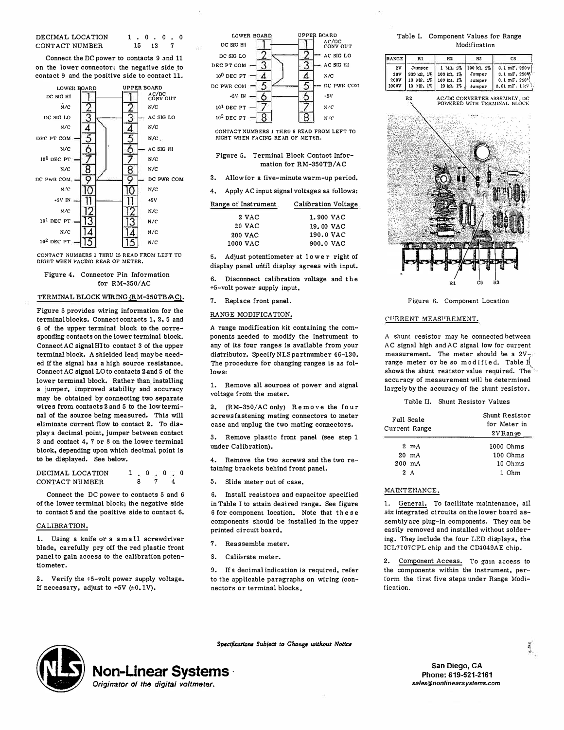| DECIMAL LOCATION | 1 . 0 . 0 . 0 |
|---|---|
| CONTACT NUMBER | 15  13  7 |

Connect the DC power to contacts 9 and 11 on the lower connector; the negative side to contact 9 and the positive side to contact 11.

| LOWER BOARD | Contact | UPPER BOARD |
|---|---|---|
| DC SIG HI | 1 | AC/DC CONV OUT |
| N/C | 2 | N/C |
| DC SIG LO | 3 | AC SIG LO |
| N/C | 4 | N/C |
| DEC PT COM | 5 | N/C |
| N/C | 6 | AC SIG HI |
| $10^0$ DEC PT | 7 | N/C |
| N/C | 8 | N/C |
| DC PWR COM | 9 | DC PWR COM |
| N/C | 10 | N/C |
| +5V IN | 11 | +5V |
| N/C | 12 | N/C |
| $10^1$ DEC PT | 13 | N/C |
| N/C | 14 | N/C |
| $10^2$ DEC PT | 15 | N/C |

CONTACT NUMBERS 1 THRU 15 READ FROM LEFT TO RIGHT WHEN FACING REAR OF METER.

Figure 4. Connector Pin Information for RM-350/AC

TERMINAL BLOCK WIRING (RM-350TB/AC).

Figure 5 provides wiring information for the terminal blocks. Connect contacts 1, 2, 5 and 6 of the upper terminal block to the corresponding contacts on the lower terminal block. Connect AC signal HI to contact 3 of the upper terminal block. A shielded lead may be needed if the signal has a high source resistance. Connect AC signal LO to contacts 2 and 5 of the lower terminal block. Rather than installing a jumper, improved stability and accuracy may be obtained by connecting two separate wires from contacts 2 and 5 to the low terminal of the source being measured. This will eliminate current flow to contact 2. To display a decimal point, jumper between contact 3 and contact 4, 7 or 8 on the lower terminal block, depending upon which decimal point is to be displayed. See below.

| DECIMAL LOCATION | 1 . 0 . 0 . 0 |
|---|---|
| CONTACT NUMBER | 8  7  4 |

Connect the DC power to contacts 5 and 6 of the lower terminal block; the negative side to contact 5 and the positive side to contact 6.

CALIBRATION.

1. Using a knife or a small screwdriver blade, carefully pry off the red plastic front panel to gain access to the calibration potentiometer.

2. Verify the +5-volt power supply voltage. If necessary, adjust to +5V (±0.1V).

| LOWER BOARD | Contact | UPPER BOARD |
|---|---|---|
| DC SIG HI | 1 | AC/DC CONV OUT |
| DC SIG LO | 2 | AC SIG LO |
| DEC PT COM | 3 | AC SIG HI |
| $10^0$ DEC PT | 4 | N/C |
| DC PWR COM | 5 | DC PWR COM |
| +5V IN | 6 | +5V |
| $10^1$ DEC PT | 7 | N/C |
| $10^2$ DEC PT | 8 | N/C |

CONTACT NUMBERS 1 THRU 8 READ FROM LEFT TO RIGHT WHEN FACING REAR OF METER.

Figure 5. Terminal Block Contact Information for RM-350TB/AC

3. Allow for a five-minute warm-up period.

4. Apply AC input signal voltages as follows:

| Range of Instrument | Calibration Voltage |
|---|---|
| 2 VAC | 1.900 VAC |
| 20 VAC | 19.00 VAC |
| 200 VAC | 190.0 VAC |
| 1000 VAC | 900.0 VAC |

5. Adjust potentiometer at lower right of display panel until display agrees with input.

6. Disconnect calibration voltage and the +5-volt power supply input.

7. Replace front panel.

RANGE MODIFICATION.

A range modification kit containing the components needed to modify the instrument to any of its four ranges is available from your distributor. Specify NLS part number 46-130. The procedure for changing ranges is as follows:

1. Remove all sources of power and signal voltage from the meter.

2. (RM-350/AC only) Remove the four screws fastening mating connectors to meter case and unplug the two mating connectors.

3. Remove plastic front panel (see step 1 under Calibration).

4. Remove the two screws and the two retaining brackets behind front panel.

5. Slide meter out of case.

6. Install resistors and capacitor specified in Table I to attain desired range. See figure 6 for component location. Note that these components should be installed in the upper printed circuit board.

7. Reassemble meter.

8. Calibrate meter.

9. If a decimal indication is required, refer to the applicable paragraphs on wiring (connectors or terminal blocks.

Table I. Component Values for Range Modification

| RANGE | R1 | R2 | R3 | C5 |
|---|---|---|---|---|
| 2V | Jumper | 1 MΩ, 5% | 100 kΩ, 5% | 0.1 mF, 250V |
| 20V | 909 kΩ, 1% | 100 kΩ, 1% | Jumper | 0.1 mF, 250V |
| 200V | 10 MΩ, 1% | 100 kΩ, 1% | Jumper | 0.1 mF, 250V |
| 1000V | 10 MΩ, 1% | 10 kΩ, 1% | Jumper | 0.01 mF, 1 kV |

R2

AC/DC CONVERTER ASSEMBLY, DC POWERED WITH TERMINAL BLOCK

R1  C5  R3

Figure 6. Component Location

CURRENT MEASUREMENT.

A shunt resistor may be connected between AC signal high and AC signal low for current measurement. The meter should be a 2V-range meter or be so modified. Table II shows the shunt resistor value required. The accuracy of measurement will be determined largely by the accuracy of the shunt resistor.

Table II. Shunt Resistor Values

| Full Scale Current Range | Shunt Resistor for Meter in 2V Range |
|---|---|
| 2 mA | 1000 Ohms |
| 20 mA | 100 Ohms |
| 200 mA | 10 Ohms |
| 2 A | 1 Ohm |

MAINTENANCE.

1. General. To facilitate maintenance, all six integrated circuits on the lower board assembly are plug-in components. They can be easily removed and installed without soldering. They include the four LED displays, the ICL7107CPL chip and the CD4049AE chip.

2. Component Access. To gain access to the components within the instrument, perform the first five steps under Range Modification.

*Specifications Subject to Change without Notice*

**Non-Linear Systems**
*Originator of the digital voltmeter.*

San Diego, CA
Phone: 619-521-2161
sales@nonlinearsystems.com